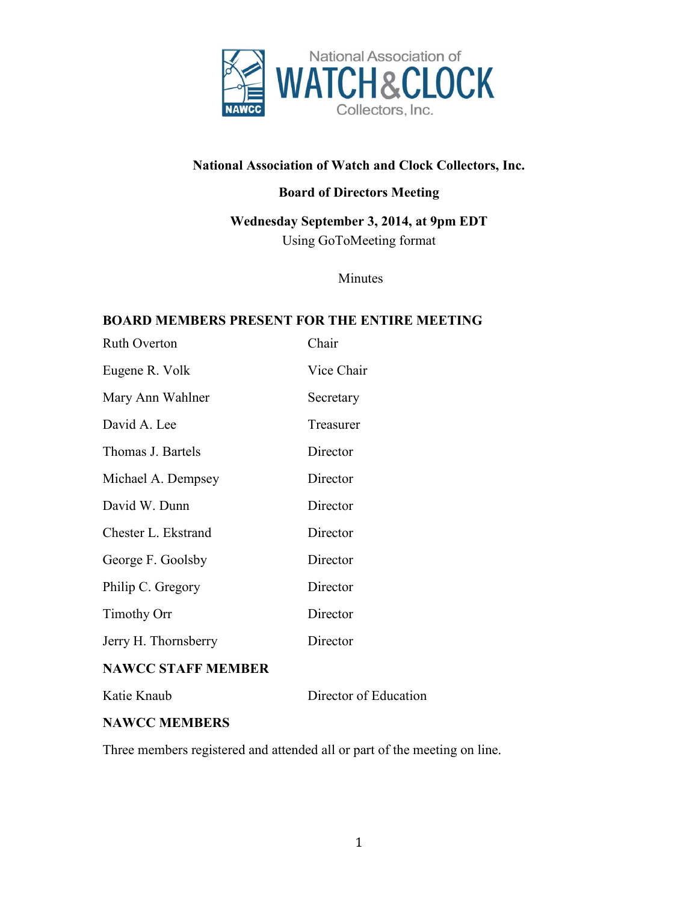National Association of
WATCH & CLOCK
Collectors, Inc.

**National Association of Watch and Clock Collectors, Inc.**

**Board of Directors Meeting**

**Wednesday September 3, 2014, at 9pm EDT**

Using GoToMeeting format

Minutes

## BOARD MEMBERS PRESENT FOR THE ENTIRE MEETING

| | |
|---|---|
| Ruth Overton | Chair |
| Eugene R. Volk | Vice Chair |
| Mary Ann Wahlner | Secretary |
| David A. Lee | Treasurer |
| Thomas J. Bartels | Director |
| Michael A. Dempsey | Director |
| David W. Dunn | Director |
| Chester L. Ekstrand | Director |
| George F. Goolsby | Director |
| Philip C. Gregory | Director |
| Timothy Orr | Director |
| Jerry H. Thornsberry | Director |

## NAWCC STAFF MEMBER

| | |
|---|---|
| Katie Knaub | Director of Education |

## NAWCC MEMBERS

Three members registered and attended all or part of the meeting on line.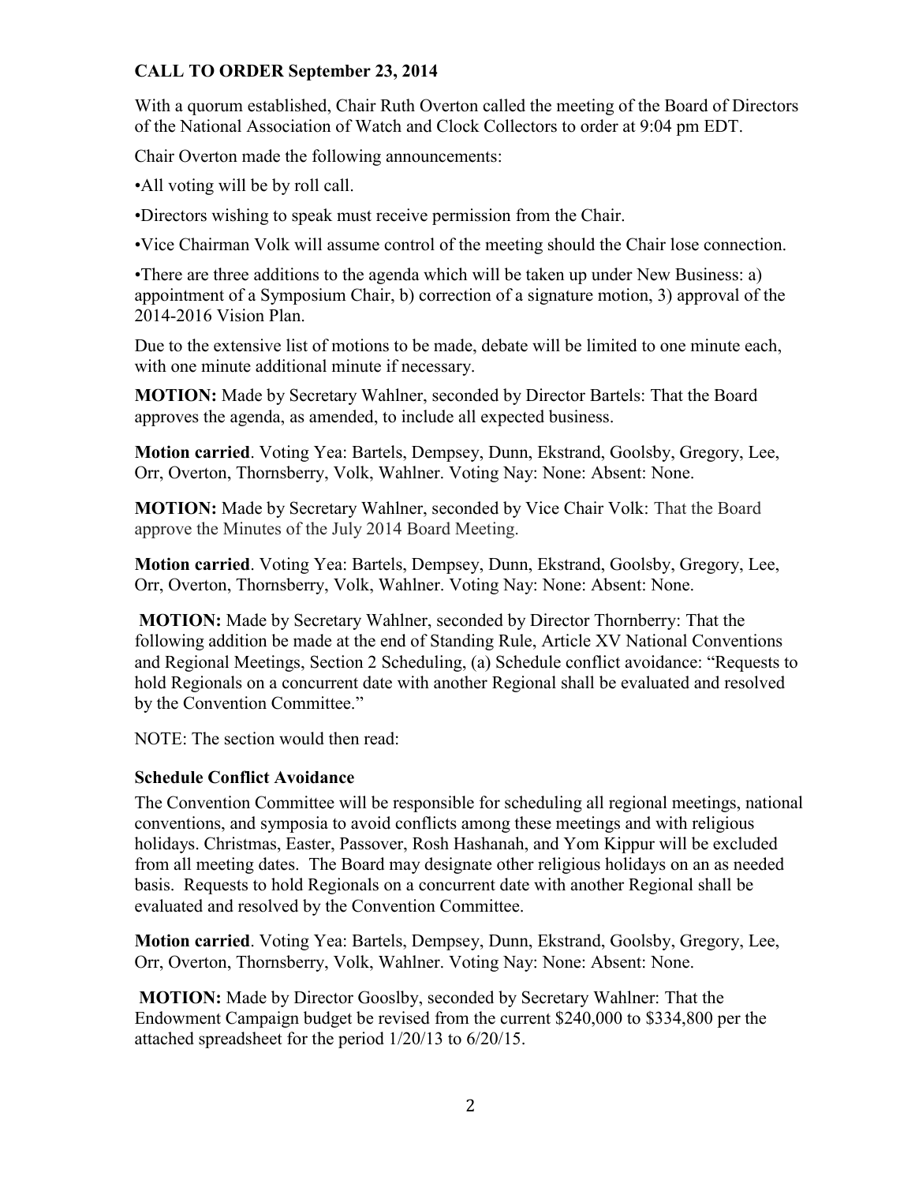**CALL TO ORDER September 23, 2014**

With a quorum established, Chair Ruth Overton called the meeting of the Board of Directors of the National Association of Watch and Clock Collectors to order at 9:04 pm EDT.

Chair Overton made the following announcements:

•All voting will be by roll call.

•Directors wishing to speak must receive permission from the Chair.

•Vice Chairman Volk will assume control of the meeting should the Chair lose connection.

•There are three additions to the agenda which will be taken up under New Business: a) appointment of a Symposium Chair, b) correction of a signature motion, 3) approval of the 2014-2016 Vision Plan.

Due to the extensive list of motions to be made, debate will be limited to one minute each, with one minute additional minute if necessary.

**MOTION:** Made by Secretary Wahlner, seconded by Director Bartels: That the Board approves the agenda, as amended, to include all expected business.

**Motion carried**. Voting Yea: Bartels, Dempsey, Dunn, Ekstrand, Goolsby, Gregory, Lee, Orr, Overton, Thornsberry, Volk, Wahlner. Voting Nay: None: Absent: None.

**MOTION:** Made by Secretary Wahlner, seconded by Vice Chair Volk: That the Board approve the Minutes of the July 2014 Board Meeting.

**Motion carried**. Voting Yea: Bartels, Dempsey, Dunn, Ekstrand, Goolsby, Gregory, Lee, Orr, Overton, Thornsberry, Volk, Wahlner. Voting Nay: None: Absent: None.

**MOTION:** Made by Secretary Wahlner, seconded by Director Thornberry: That the following addition be made at the end of Standing Rule, Article XV National Conventions and Regional Meetings, Section 2 Scheduling, (a) Schedule conflict avoidance: "Requests to hold Regionals on a concurrent date with another Regional shall be evaluated and resolved by the Convention Committee."

NOTE: The section would then read:

**Schedule Conflict Avoidance**

The Convention Committee will be responsible for scheduling all regional meetings, national conventions, and symposia to avoid conflicts among these meetings and with religious holidays. Christmas, Easter, Passover, Rosh Hashanah, and Yom Kippur will be excluded from all meeting dates. The Board may designate other religious holidays on an as needed basis. Requests to hold Regionals on a concurrent date with another Regional shall be evaluated and resolved by the Convention Committee.

**Motion carried**. Voting Yea: Bartels, Dempsey, Dunn, Ekstrand, Goolsby, Gregory, Lee, Orr, Overton, Thornsberry, Volk, Wahlner. Voting Nay: None: Absent: None.

**MOTION:** Made by Director Gooslby, seconded by Secretary Wahlner: That the Endowment Campaign budget be revised from the current $240,000 to $334,800 per the attached spreadsheet for the period 1/20/13 to 6/20/15.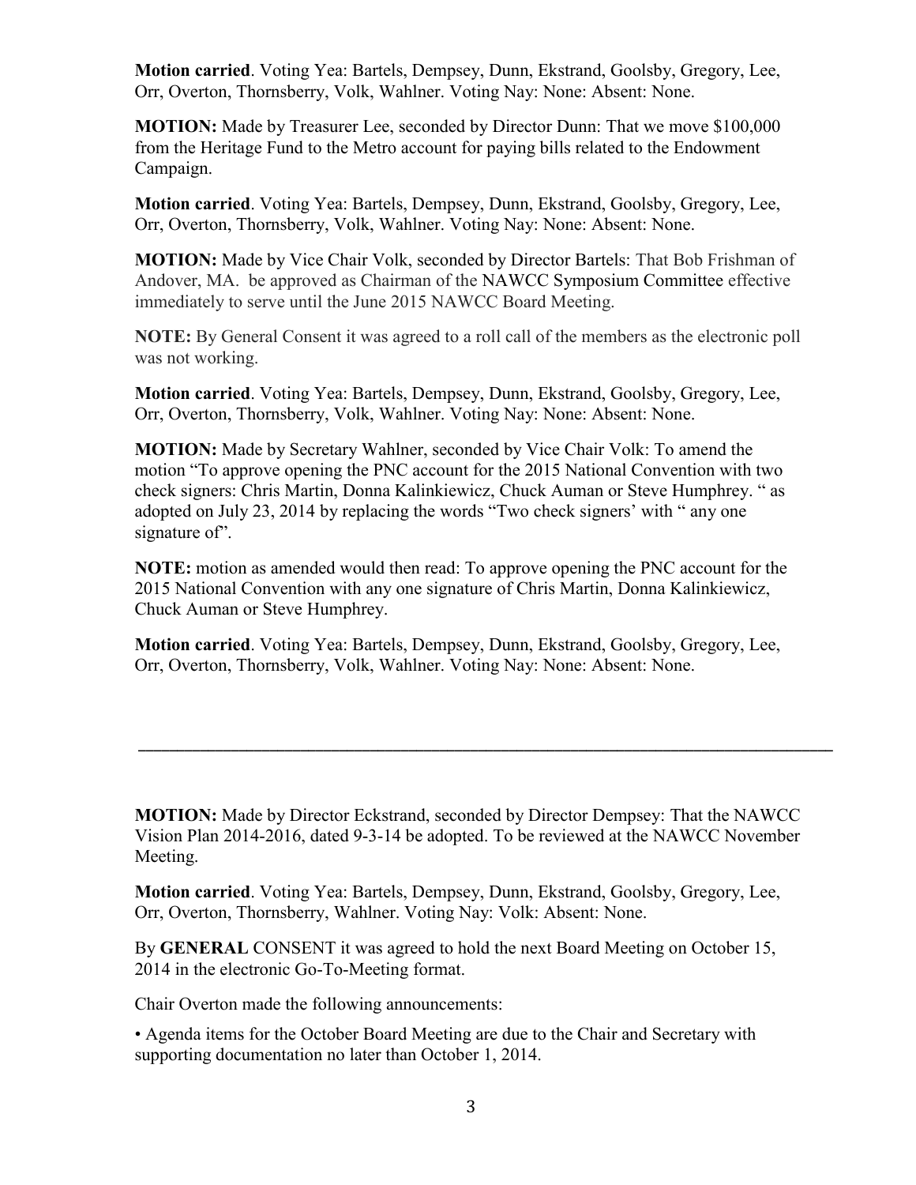**Motion carried**. Voting Yea: Bartels, Dempsey, Dunn, Ekstrand, Goolsby, Gregory, Lee, Orr, Overton, Thornsberry, Volk, Wahlner. Voting Nay: None: Absent: None.

**MOTION:** Made by Treasurer Lee, seconded by Director Dunn: That we move $100,000 from the Heritage Fund to the Metro account for paying bills related to the Endowment Campaign.

**Motion carried**. Voting Yea: Bartels, Dempsey, Dunn, Ekstrand, Goolsby, Gregory, Lee, Orr, Overton, Thornsberry, Volk, Wahlner. Voting Nay: None: Absent: None.

**MOTION:** Made by Vice Chair Volk, seconded by Director Bartels: That Bob Frishman of Andover, MA. be approved as Chairman of the NAWCC Symposium Committee effective immediately to serve until the June 2015 NAWCC Board Meeting.

**NOTE:** By General Consent it was agreed to a roll call of the members as the electronic poll was not working.

**Motion carried**. Voting Yea: Bartels, Dempsey, Dunn, Ekstrand, Goolsby, Gregory, Lee, Orr, Overton, Thornsberry, Volk, Wahlner. Voting Nay: None: Absent: None.

**MOTION:** Made by Secretary Wahlner, seconded by Vice Chair Volk: To amend the motion "To approve opening the PNC account for the 2015 National Convention with two check signers: Chris Martin, Donna Kalinkiewicz, Chuck Auman or Steve Humphrey. " as adopted on July 23, 2014 by replacing the words "Two check signers' with " any one signature of".

**NOTE:** motion as amended would then read: To approve opening the PNC account for the 2015 National Convention with any one signature of Chris Martin, Donna Kalinkiewicz, Chuck Auman or Steve Humphrey.

**Motion carried**. Voting Yea: Bartels, Dempsey, Dunn, Ekstrand, Goolsby, Gregory, Lee, Orr, Overton, Thornsberry, Volk, Wahlner. Voting Nay: None: Absent: None.

---

**MOTION:** Made by Director Eckstrand, seconded by Director Dempsey: That the NAWCC Vision Plan 2014-2016, dated 9-3-14 be adopted. To be reviewed at the NAWCC November Meeting.

**Motion carried**. Voting Yea: Bartels, Dempsey, Dunn, Ekstrand, Goolsby, Gregory, Lee, Orr, Overton, Thornsberry, Wahlner. Voting Nay: Volk: Absent: None.

By **GENERAL** CONSENT it was agreed to hold the next Board Meeting on October 15, 2014 in the electronic Go-To-Meeting format.

Chair Overton made the following announcements:

• Agenda items for the October Board Meeting are due to the Chair and Secretary with supporting documentation no later than October 1, 2014.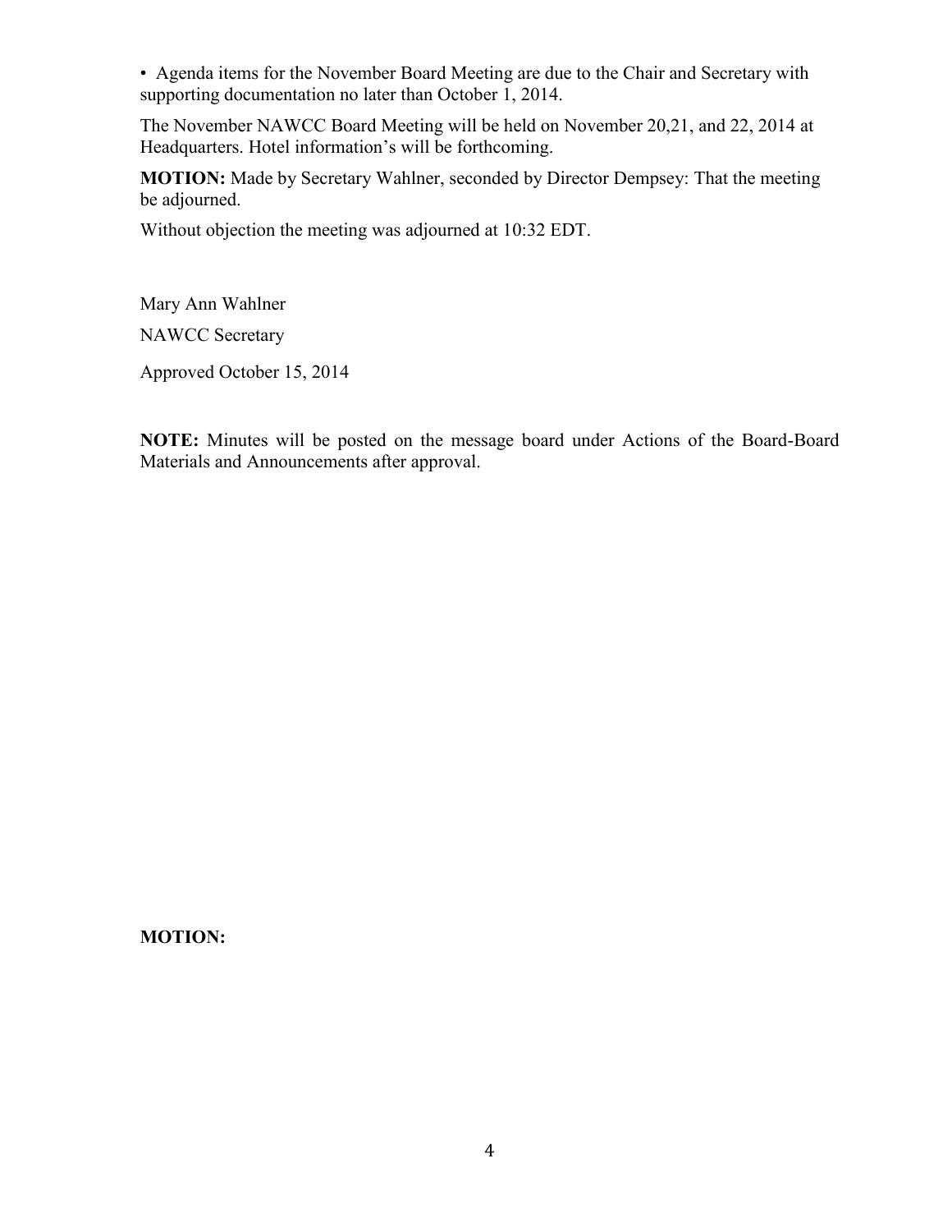- Agenda items for the November Board Meeting are due to the Chair and Secretary with supporting documentation no later than October 1, 2014.

The November NAWCC Board Meeting will be held on November 20,21, and 22, 2014 at Headquarters. Hotel information's will be forthcoming.

**MOTION:** Made by Secretary Wahlner, seconded by Director Dempsey: That the meeting be adjourned.

Without objection the meeting was adjourned at 10:32 EDT.

Mary Ann Wahlner

NAWCC Secretary

Approved October 15, 2014

**NOTE:** Minutes will be posted on the message board under Actions of the Board-Board Materials and Announcements after approval.

**MOTION:**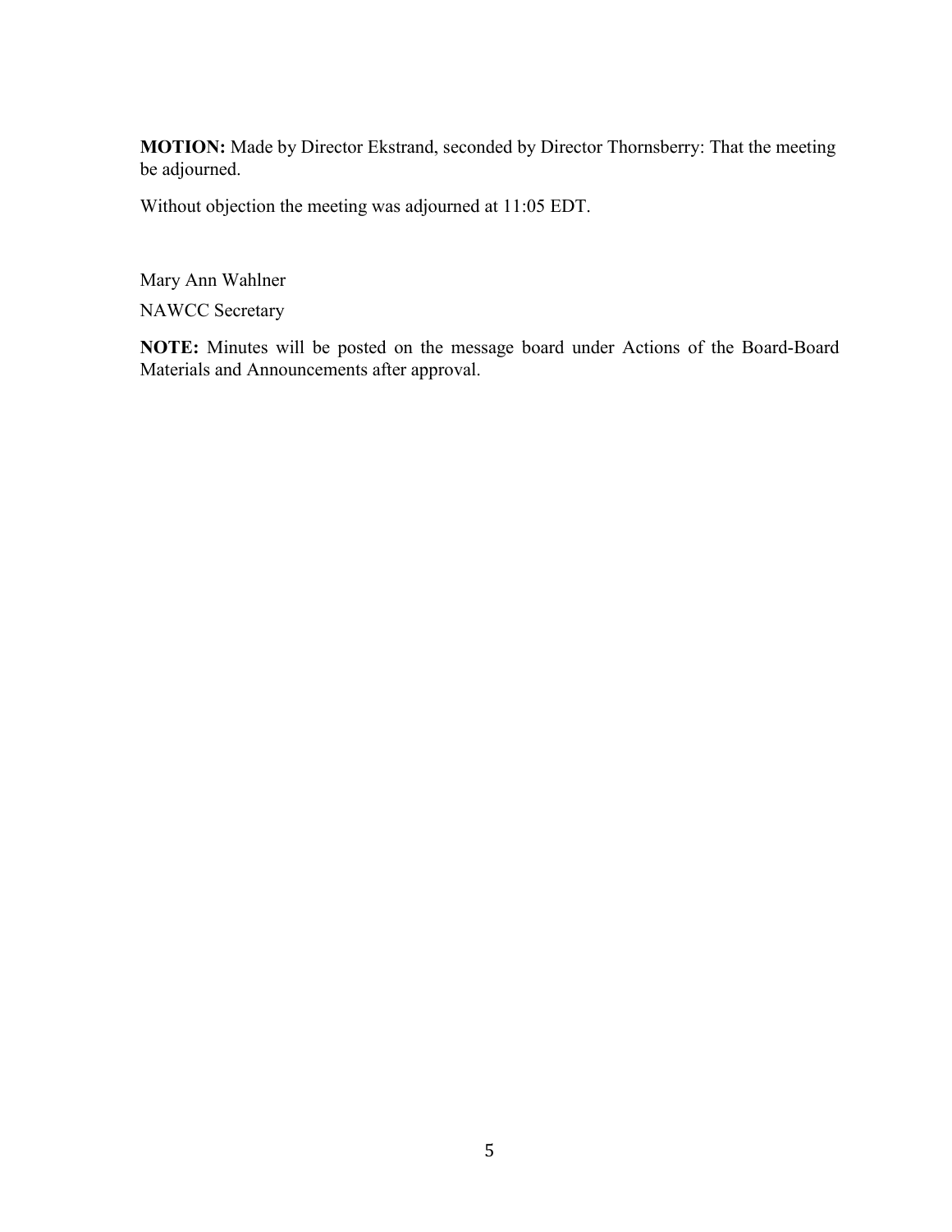**MOTION:** Made by Director Ekstrand, seconded by Director Thornsberry: That the meeting be adjourned.

Without objection the meeting was adjourned at 11:05 EDT.

Mary Ann Wahlner

NAWCC Secretary

**NOTE:** Minutes will be posted on the message board under Actions of the Board-Board Materials and Announcements after approval.